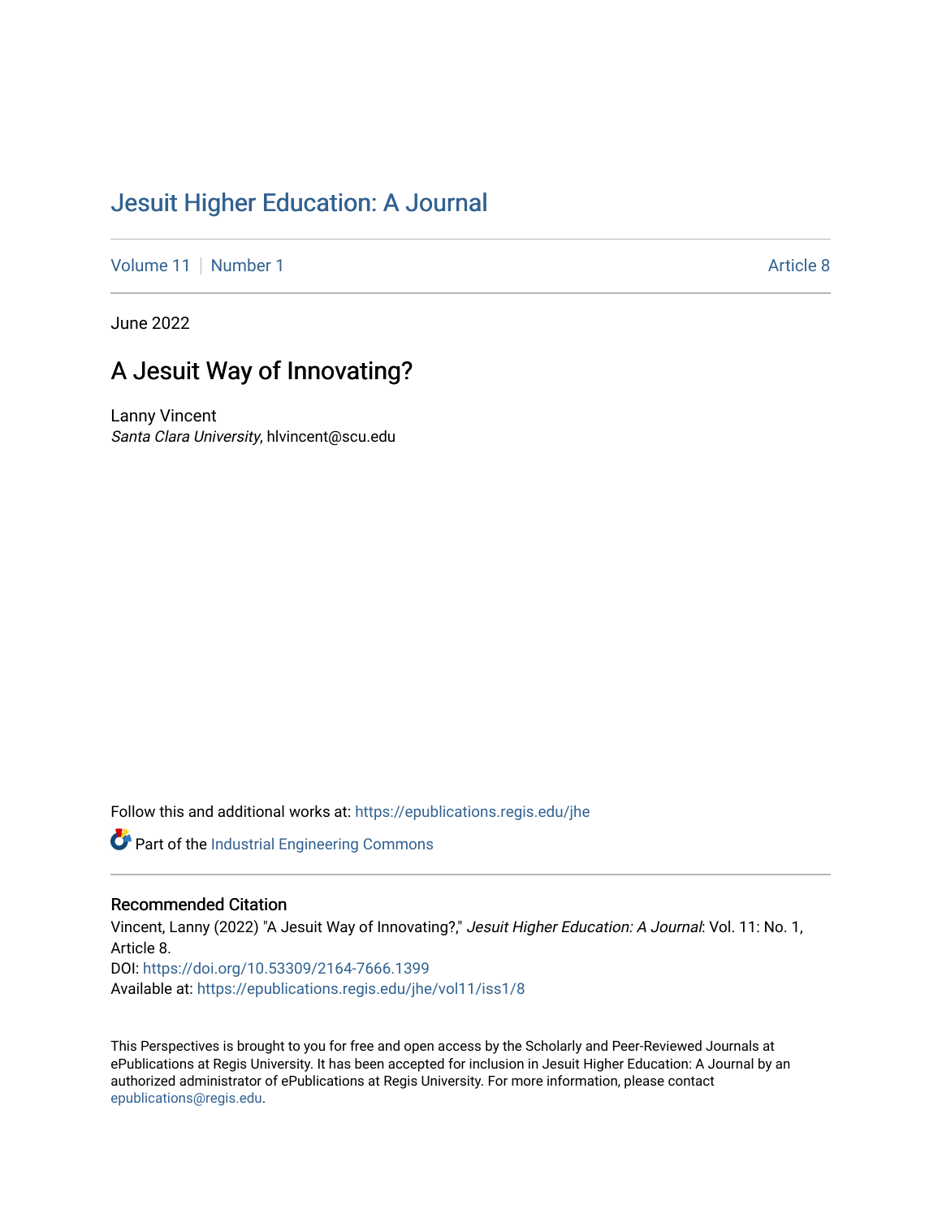# Jesuit Higher Education: A Journal

Volume 11 | Number 1 | Article 8

June 2022

## A Jesuit Way of Innovating?

Lanny Vincent
*Santa Clara University*, hlvincent@scu.edu

Follow this and additional works at: https://epublications.regis.edu/jhe

Part of the Industrial Engineering Commons

### Recommended Citation

Vincent, Lanny (2022) "A Jesuit Way of Innovating?," *Jesuit Higher Education: A Journal*: Vol. 11: No. 1, Article 8.
DOI: https://doi.org/10.53309/2164-7666.1399
Available at: https://epublications.regis.edu/jhe/vol11/iss1/8

This Perspectives is brought to you for free and open access by the Scholarly and Peer-Reviewed Journals at ePublications at Regis University. It has been accepted for inclusion in Jesuit Higher Education: A Journal by an authorized administrator of ePublications at Regis University. For more information, please contact epublications@regis.edu.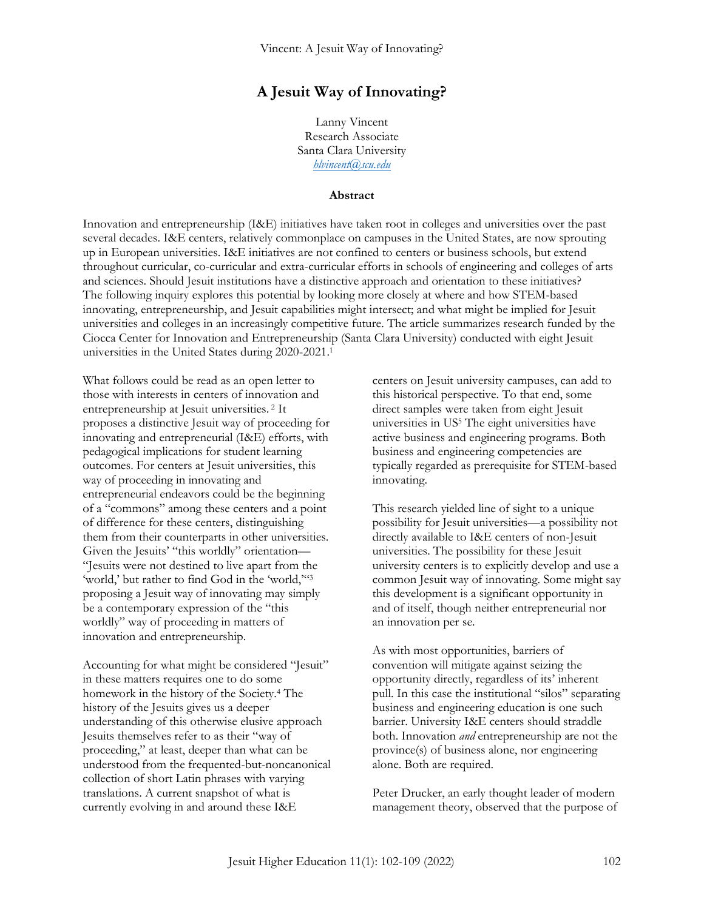# A Jesuit Way of Innovating?

Lanny Vincent
Research Associate
Santa Clara University
blvincent@scu.edu

### Abstract

Innovation and entrepreneurship (I&E) initiatives have taken root in colleges and universities over the past several decades. I&E centers, relatively commonplace on campuses in the United States, are now sprouting up in European universities. I&E initiatives are not confined to centers or business schools, but extend throughout curricular, co-curricular and extra-curricular efforts in schools of engineering and colleges of arts and sciences. Should Jesuit institutions have a distinctive approach and orientation to these initiatives? The following inquiry explores this potential by looking more closely at where and how STEM-based innovating, entrepreneurship, and Jesuit capabilities might intersect; and what might be implied for Jesuit universities and colleges in an increasingly competitive future. The article summarizes research funded by the Ciocca Center for Innovation and Entrepreneurship (Santa Clara University) conducted with eight Jesuit universities in the United States during 2020-2021.[1]

What follows could be read as an open letter to those with interests in centers of innovation and entrepreneurship at Jesuit universities. [2] It proposes a distinctive Jesuit way of proceeding for innovating and entrepreneurial (I&E) efforts, with pedagogical implications for student learning outcomes. For centers at Jesuit universities, this way of proceeding in innovating and entrepreneurial endeavors could be the beginning of a "commons" among these centers and a point of difference for these centers, distinguishing them from their counterparts in other universities. Given the Jesuits' "this worldly" orientation—"Jesuits were not destined to live apart from the 'world,' but rather to find God in the 'world,'"[3] proposing a Jesuit way of innovating may simply be a contemporary expression of the "this worldly" way of proceeding in matters of innovation and entrepreneurship.

Accounting for what might be considered "Jesuit" in these matters requires one to do some homework in the history of the Society.[4] The history of the Jesuits gives us a deeper understanding of this otherwise elusive approach Jesuits themselves refer to as their "way of proceeding," at least, deeper than what can be understood from the frequented-but-noncanonical collection of short Latin phrases with varying translations. A current snapshot of what is currently evolving in and around these I&E centers on Jesuit university campuses, can add to this historical perspective. To that end, some direct samples were taken from eight Jesuit universities in US[5] The eight universities have active business and engineering programs. Both business and engineering competencies are typically regarded as prerequisite for STEM-based innovating.

This research yielded line of sight to a unique possibility for Jesuit universities—a possibility not directly available to I&E centers of non-Jesuit universities. The possibility for these Jesuit university centers is to explicitly develop and use a common Jesuit way of innovating. Some might say this development is a significant opportunity in and of itself, though neither entrepreneurial nor an innovation per se.

As with most opportunities, barriers of convention will mitigate against seizing the opportunity directly, regardless of its' inherent pull. In this case the institutional "silos" separating business and engineering education is one such barrier. University I&E centers should straddle both. Innovation *and* entrepreneurship are not the province(s) of business alone, nor engineering alone. Both are required.

Peter Drucker, an early thought leader of modern management theory, observed that the purpose of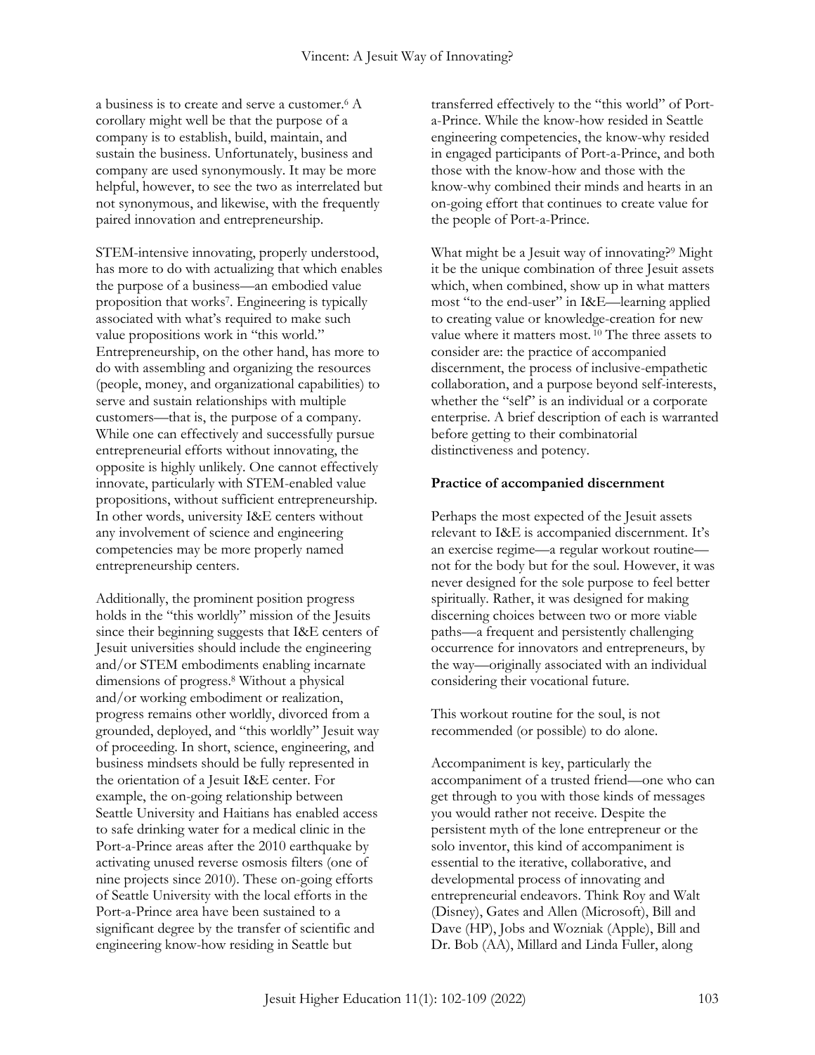a business is to create and serve a customer.[6] A corollary might well be that the purpose of a company is to establish, build, maintain, and sustain the business. Unfortunately, business and company are used synonymously. It may be more helpful, however, to see the two as interrelated but not synonymous, and likewise, with the frequently paired innovation and entrepreneurship.

STEM-intensive innovating, properly understood, has more to do with actualizing that which enables the purpose of a business—an embodied value proposition that works[7]. Engineering is typically associated with what's required to make such value propositions work in "this world." Entrepreneurship, on the other hand, has more to do with assembling and organizing the resources (people, money, and organizational capabilities) to serve and sustain relationships with multiple customers—that is, the purpose of a company. While one can effectively and successfully pursue entrepreneurial efforts without innovating, the opposite is highly unlikely. One cannot effectively innovate, particularly with STEM-enabled value propositions, without sufficient entrepreneurship. In other words, university I&E centers without any involvement of science and engineering competencies may be more properly named entrepreneurship centers.

Additionally, the prominent position progress holds in the "this worldly" mission of the Jesuits since their beginning suggests that I&E centers of Jesuit universities should include the engineering and/or STEM embodiments enabling incarnate dimensions of progress.[8] Without a physical and/or working embodiment or realization, progress remains other worldly, divorced from a grounded, deployed, and "this worldly" Jesuit way of proceeding. In short, science, engineering, and business mindsets should be fully represented in the orientation of a Jesuit I&E center. For example, the on-going relationship between Seattle University and Haitians has enabled access to safe drinking water for a medical clinic in the Port-a-Prince areas after the 2010 earthquake by activating unused reverse osmosis filters (one of nine projects since 2010). These on-going efforts of Seattle University with the local efforts in the Port-a-Prince area have been sustained to a significant degree by the transfer of scientific and engineering know-how residing in Seattle but transferred effectively to the "this world" of Port-a-Prince. While the know-how resided in Seattle engineering competencies, the know-why resided in engaged participants of Port-a-Prince, and both those with the know-how and those with the know-why combined their minds and hearts in an on-going effort that continues to create value for the people of Port-a-Prince.

What might be a Jesuit way of innovating?[9] Might it be the unique combination of three Jesuit assets which, when combined, show up in what matters most "to the end-user" in I&E—learning applied to creating value or knowledge-creation for new value where it matters most.[10] The three assets to consider are: the practice of accompanied discernment, the process of inclusive-empathetic collaboration, and a purpose beyond self-interests, whether the "self" is an individual or a corporate enterprise. A brief description of each is warranted before getting to their combinatorial distinctiveness and potency.

**Practice of accompanied discernment**

Perhaps the most expected of the Jesuit assets relevant to I&E is accompanied discernment. It's an exercise regime—a regular workout routine—not for the body but for the soul. However, it was never designed for the sole purpose to feel better spiritually. Rather, it was designed for making discerning choices between two or more viable paths—a frequent and persistently challenging occurrence for innovators and entrepreneurs, by the way—originally associated with an individual considering their vocational future.

This workout routine for the soul, is not recommended (or possible) to do alone.

Accompaniment is key, particularly the accompaniment of a trusted friend—one who can get through to you with those kinds of messages you would rather not receive. Despite the persistent myth of the lone entrepreneur or the solo inventor, this kind of accompaniment is essential to the iterative, collaborative, and developmental process of innovating and entrepreneurial endeavors. Think Roy and Walt (Disney), Gates and Allen (Microsoft), Bill and Dave (HP), Jobs and Wozniak (Apple), Bill and Dr. Bob (AA), Millard and Linda Fuller, along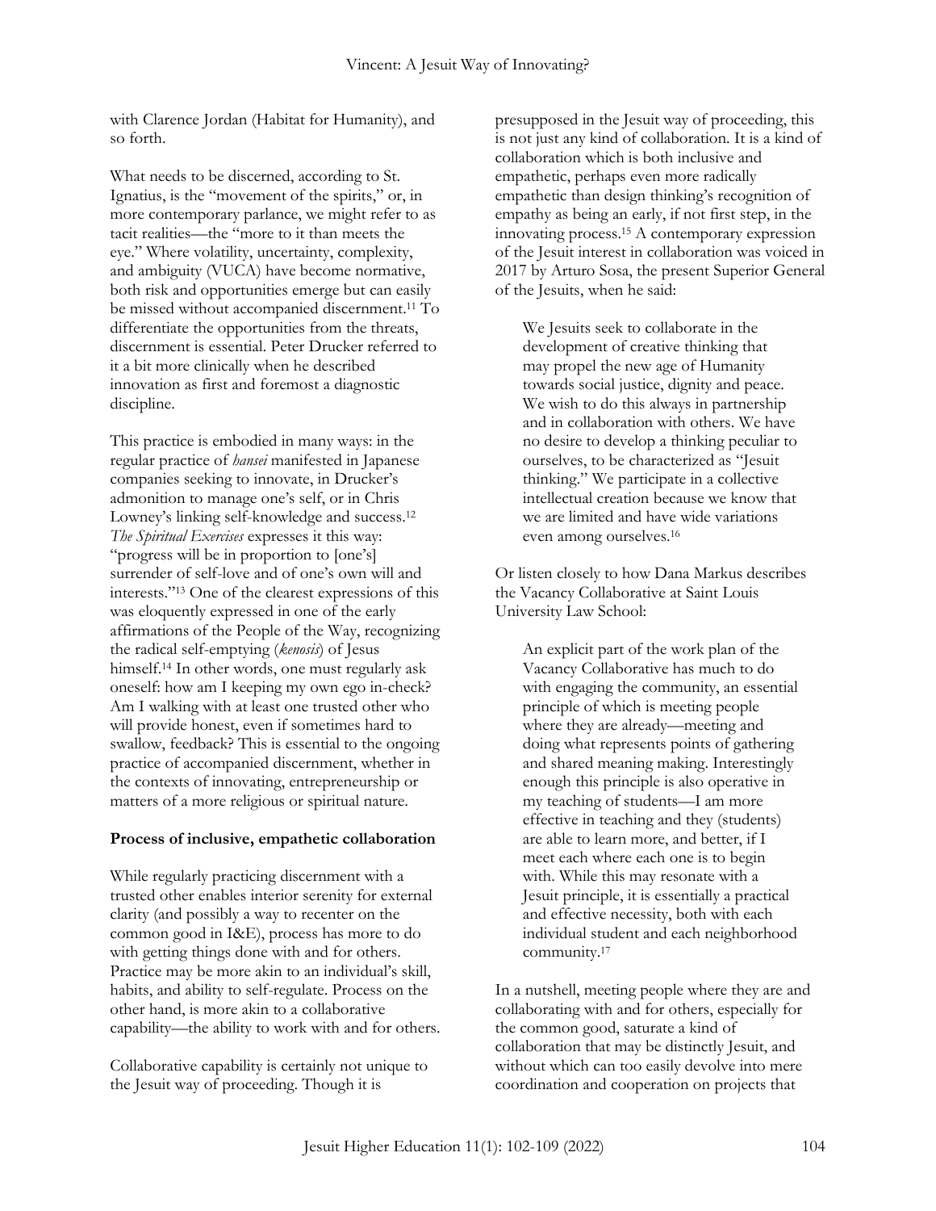with Clarence Jordan (Habitat for Humanity), and so forth.

What needs to be discerned, according to St. Ignatius, is the "movement of the spirits," or, in more contemporary parlance, we might refer to as tacit realities—the "more to it than meets the eye." Where volatility, uncertainty, complexity, and ambiguity (VUCA) have become normative, both risk and opportunities emerge but can easily be missed without accompanied discernment.[11] To differentiate the opportunities from the threats, discernment is essential. Peter Drucker referred to it a bit more clinically when he described innovation as first and foremost a diagnostic discipline.

This practice is embodied in many ways: in the regular practice of *hansei* manifested in Japanese companies seeking to innovate, in Drucker's admonition to manage one's self, or in Chris Lowney's linking self-knowledge and success.[12] *The Spiritual Exercises* expresses it this way: "progress will be in proportion to [one's] surrender of self-love and of one's own will and interests."[13] One of the clearest expressions of this was eloquently expressed in one of the early affirmations of the People of the Way, recognizing the radical self-emptying (*kenosis*) of Jesus himself.[14] In other words, one must regularly ask oneself: how am I keeping my own ego in-check? Am I walking with at least one trusted other who will provide honest, even if sometimes hard to swallow, feedback? This is essential to the ongoing practice of accompanied discernment, whether in the contexts of innovating, entrepreneurship or matters of a more religious or spiritual nature.

**Process of inclusive, empathetic collaboration**

While regularly practicing discernment with a trusted other enables interior serenity for external clarity (and possibly a way to recenter on the common good in I&E), process has more to do with getting things done with and for others. Practice may be more akin to an individual's skill, habits, and ability to self-regulate. Process on the other hand, is more akin to a collaborative capability—the ability to work with and for others.

Collaborative capability is certainly not unique to the Jesuit way of proceeding. Though it is presupposed in the Jesuit way of proceeding, this is not just any kind of collaboration. It is a kind of collaboration which is both inclusive and empathetic, perhaps even more radically empathetic than design thinking's recognition of empathy as being an early, if not first step, in the innovating process.[15] A contemporary expression of the Jesuit interest in collaboration was voiced in 2017 by Arturo Sosa, the present Superior General of the Jesuits, when he said:

> We Jesuits seek to collaborate in the development of creative thinking that may propel the new age of Humanity towards social justice, dignity and peace. We wish to do this always in partnership and in collaboration with others. We have no desire to develop a thinking peculiar to ourselves, to be characterized as "Jesuit thinking." We participate in a collective intellectual creation because we know that we are limited and have wide variations even among ourselves.[16]

Or listen closely to how Dana Markus describes the Vacancy Collaborative at Saint Louis University Law School:

> An explicit part of the work plan of the Vacancy Collaborative has much to do with engaging the community, an essential principle of which is meeting people where they are already—meeting and doing what represents points of gathering and shared meaning making. Interestingly enough this principle is also operative in my teaching of students—I am more effective in teaching and they (students) are able to learn more, and better, if I meet each where each one is to begin with. While this may resonate with a Jesuit principle, it is essentially a practical and effective necessity, both with each individual student and each neighborhood community.[17]

In a nutshell, meeting people where they are and collaborating with and for others, especially for the common good, saturate a kind of collaboration that may be distinctly Jesuit, and without which can too easily devolve into mere coordination and cooperation on projects that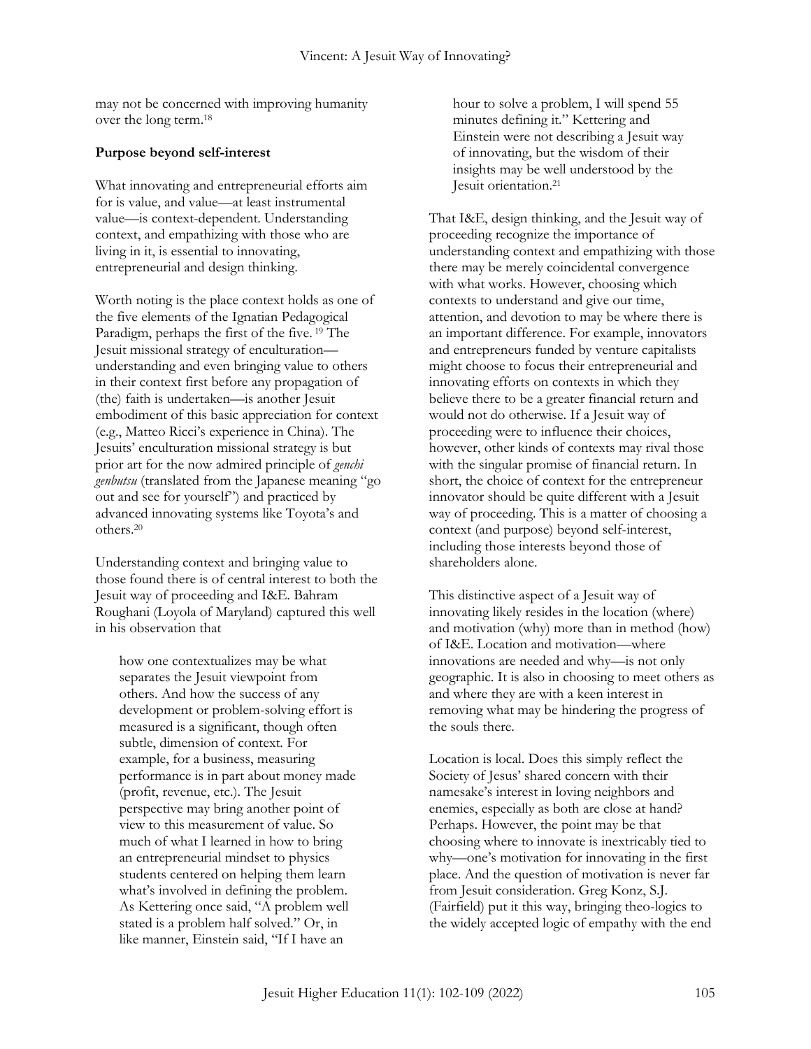may not be concerned with improving humanity over the long term.[18]

**Purpose beyond self-interest**

What innovating and entrepreneurial efforts aim for is value, and value—at least instrumental value—is context-dependent. Understanding context, and empathizing with those who are living in it, is essential to innovating, entrepreneurial and design thinking.

Worth noting is the place context holds as one of the five elements of the Ignatian Pedagogical Paradigm, perhaps the first of the five.[19] The Jesuit missional strategy of enculturation—understanding and even bringing value to others in their context first before any propagation of (the) faith is undertaken—is another Jesuit embodiment of this basic appreciation for context (e.g., Matteo Ricci's experience in China). The Jesuits' enculturation missional strategy is but prior art for the now admired principle of *genchi genbutsu* (translated from the Japanese meaning "go out and see for yourself") and practiced by advanced innovating systems like Toyota's and others.[20]

Understanding context and bringing value to those found there is of central interest to both the Jesuit way of proceeding and I&E. Bahram Roughani (Loyola of Maryland) captured this well in his observation that

> how one contextualizes may be what separates the Jesuit viewpoint from others. And how the success of any development or problem-solving effort is measured is a significant, though often subtle, dimension of context. For example, for a business, measuring performance is in part about money made (profit, revenue, etc.). The Jesuit perspective may bring another point of view to this measurement of value. So much of what I learned in how to bring an entrepreneurial mindset to physics students centered on helping them learn what's involved in defining the problem. As Kettering once said, "A problem well stated is a problem half solved." Or, in like manner, Einstein said, "If I have an hour to solve a problem, I will spend 55 minutes defining it." Kettering and Einstein were not describing a Jesuit way of innovating, but the wisdom of their insights may be well understood by the Jesuit orientation.[21]

That I&E, design thinking, and the Jesuit way of proceeding recognize the importance of understanding context and empathizing with those there may be merely coincidental convergence with what works. However, choosing which contexts to understand and give our time, attention, and devotion to may be where there is an important difference. For example, innovators and entrepreneurs funded by venture capitalists might choose to focus their entrepreneurial and innovating efforts on contexts in which they believe there to be a greater financial return and would not do otherwise. If a Jesuit way of proceeding were to influence their choices, however, other kinds of contexts may rival those with the singular promise of financial return. In short, the choice of context for the entrepreneur innovator should be quite different with a Jesuit way of proceeding. This is a matter of choosing a context (and purpose) beyond self-interest, including those interests beyond those of shareholders alone.

This distinctive aspect of a Jesuit way of innovating likely resides in the location (where) and motivation (why) more than in method (how) of I&E. Location and motivation—where innovations are needed and why—is not only geographic. It is also in choosing to meet others as and where they are with a keen interest in removing what may be hindering the progress of the souls there.

Location is local. Does this simply reflect the Society of Jesus' shared concern with their namesake's interest in loving neighbors and enemies, especially as both are close at hand? Perhaps. However, the point may be that choosing where to innovate is inextricably tied to why—one's motivation for innovating in the first place. And the question of motivation is never far from Jesuit consideration. Greg Konz, S.J. (Fairfield) put it this way, bringing theo-logics to the widely accepted logic of empathy with the end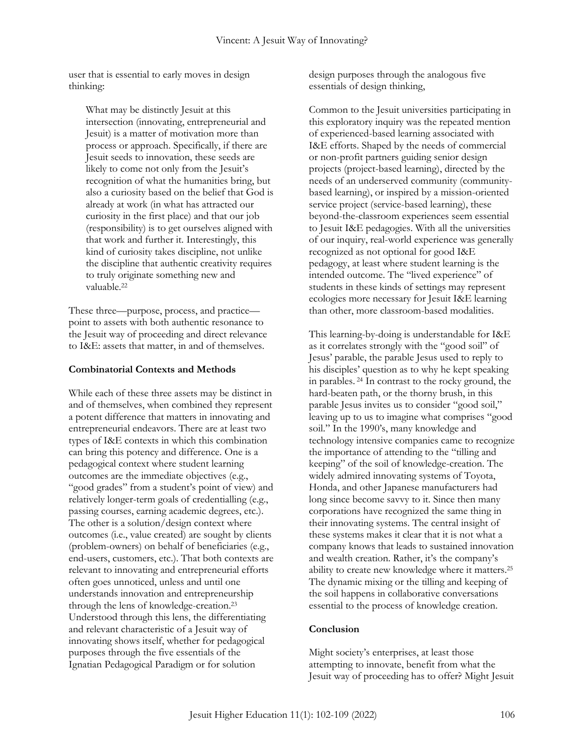user that is essential to early moves in design thinking:

> What may be distinctly Jesuit at this intersection (innovating, entrepreneurial and Jesuit) is a matter of motivation more than process or approach. Specifically, if there are Jesuit seeds to innovation, these seeds are likely to come not only from the Jesuit's recognition of what the humanities bring, but also a curiosity based on the belief that God is already at work (in what has attracted our curiosity in the first place) and that our job (responsibility) is to get ourselves aligned with that work and further it. Interestingly, this kind of curiosity takes discipline, not unlike the discipline that authentic creativity requires to truly originate something new and valuable.[22]

These three—purpose, process, and practice—point to assets with both authentic resonance to the Jesuit way of proceeding and direct relevance to I&E: assets that matter, in and of themselves.

**Combinatorial Contexts and Methods**

While each of these three assets may be distinct in and of themselves, when combined they represent a potent difference that matters in innovating and entrepreneurial endeavors. There are at least two types of I&E contexts in which this combination can bring this potency and difference. One is a pedagogical context where student learning outcomes are the immediate objectives (e.g., "good grades" from a student's point of view) and relatively longer-term goals of credentialling (e.g., passing courses, earning academic degrees, etc.). The other is a solution/design context where outcomes (i.e., value created) are sought by clients (problem-owners) on behalf of beneficiaries (e.g., end-users, customers, etc.). That both contexts are relevant to innovating and entrepreneurial efforts often goes unnoticed, unless and until one understands innovation and entrepreneurship through the lens of knowledge-creation.[23] Understood through this lens, the differentiating and relevant characteristic of a Jesuit way of innovating shows itself, whether for pedagogical purposes through the five essentials of the Ignatian Pedagogical Paradigm or for solution design purposes through the analogous five essentials of design thinking,

Common to the Jesuit universities participating in this exploratory inquiry was the repeated mention of experienced-based learning associated with I&E efforts. Shaped by the needs of commercial or non-profit partners guiding senior design projects (project-based learning), directed by the needs of an underserved community (community-based learning), or inspired by a mission-oriented service project (service-based learning), these beyond-the-classroom experiences seem essential to Jesuit I&E pedagogies. With all the universities of our inquiry, real-world experience was generally recognized as not optional for good I&E pedagogy, at least where student learning is the intended outcome. The "lived experience" of students in these kinds of settings may represent ecologies more necessary for Jesuit I&E learning than other, more classroom-based modalities.

This learning-by-doing is understandable for I&E as it correlates strongly with the "good soil" of Jesus' parable, the parable Jesus used to reply to his disciples' question as to why he kept speaking in parables.[24] In contrast to the rocky ground, the hard-beaten path, or the thorny brush, in this parable Jesus invites us to consider "good soil," leaving up to us to imagine what comprises "good soil." In the 1990's, many knowledge and technology intensive companies came to recognize the importance of attending to the "tilling and keeping" of the soil of knowledge-creation. The widely admired innovating systems of Toyota, Honda, and other Japanese manufacturers had long since become savvy to it. Since then many corporations have recognized the same thing in their innovating systems. The central insight of these systems makes it clear that it is not what a company knows that leads to sustained innovation and wealth creation. Rather, it's the company's ability to create new knowledge where it matters.[25] The dynamic mixing or the tilling and keeping of the soil happens in collaborative conversations essential to the process of knowledge creation.

**Conclusion**

Might society's enterprises, at least those attempting to innovate, benefit from what the Jesuit way of proceeding has to offer? Might Jesuit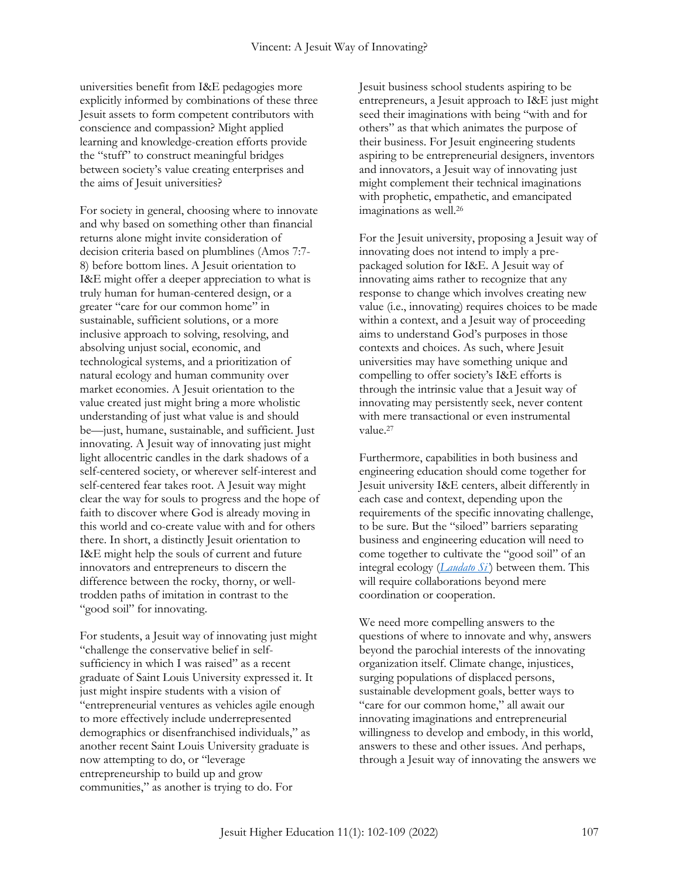universities benefit from I&E pedagogies more explicitly informed by combinations of these three Jesuit assets to form competent contributors with conscience and compassion? Might applied learning and knowledge-creation efforts provide the "stuff" to construct meaningful bridges between society's value creating enterprises and the aims of Jesuit universities?

For society in general, choosing where to innovate and why based on something other than financial returns alone might invite consideration of decision criteria based on plumblines (Amos 7:7-8) before bottom lines. A Jesuit orientation to I&E might offer a deeper appreciation to what is truly human for human-centered design, or a greater "care for our common home" in sustainable, sufficient solutions, or a more inclusive approach to solving, resolving, and absolving unjust social, economic, and technological systems, and a prioritization of natural ecology and human community over market economies. A Jesuit orientation to the value created just might bring a more wholistic understanding of just what value is and should be—just, humane, sustainable, and sufficient. Just innovating. A Jesuit way of innovating just might light allocentric candles in the dark shadows of a self-centered society, or wherever self-interest and self-centered fear takes root. A Jesuit way might clear the way for souls to progress and the hope of faith to discover where God is already moving in this world and co-create value with and for others there. In short, a distinctly Jesuit orientation to I&E might help the souls of current and future innovators and entrepreneurs to discern the difference between the rocky, thorny, or well-trodden paths of imitation in contrast to the "good soil" for innovating.

For students, a Jesuit way of innovating just might "challenge the conservative belief in self-sufficiency in which I was raised" as a recent graduate of Saint Louis University expressed it. It just might inspire students with a vision of "entrepreneurial ventures as vehicles agile enough to more effectively include underrepresented demographics or disenfranchised individuals," as another recent Saint Louis University graduate is now attempting to do, or "leverage entrepreneurship to build up and grow communities," as another is trying to do. For Jesuit business school students aspiring to be entrepreneurs, a Jesuit approach to I&E just might seed their imaginations with being "with and for others" as that which animates the purpose of their business. For Jesuit engineering students aspiring to be entrepreneurial designers, inventors and innovators, a Jesuit way of innovating just might complement their technical imaginations with prophetic, empathetic, and emancipated imaginations as well.[26]

For the Jesuit university, proposing a Jesuit way of innovating does not intend to imply a pre-packaged solution for I&E. A Jesuit way of innovating aims rather to recognize that any response to change which involves creating new value (i.e., innovating) requires choices to be made within a context, and a Jesuit way of proceeding aims to understand God's purposes in those contexts and choices. As such, where Jesuit universities may have something unique and compelling to offer society's I&E efforts is through the intrinsic value that a Jesuit way of innovating may persistently seek, never content with mere transactional or even instrumental value.[27]

Furthermore, capabilities in both business and engineering education should come together for Jesuit university I&E centers, albeit differently in each case and context, depending upon the requirements of the specific innovating challenge, to be sure. But the "siloed" barriers separating business and engineering education will need to come together to cultivate the "good soil" of an integral ecology (*Laudato Si'*) between them. This will require collaborations beyond mere coordination or cooperation.

We need more compelling answers to the questions of where to innovate and why, answers beyond the parochial interests of the innovating organization itself. Climate change, injustices, surging populations of displaced persons, sustainable development goals, better ways to "care for our common home," all await our innovating imaginations and entrepreneurial willingness to develop and embody, in this world, answers to these and other issues. And perhaps, through a Jesuit way of innovating the answers we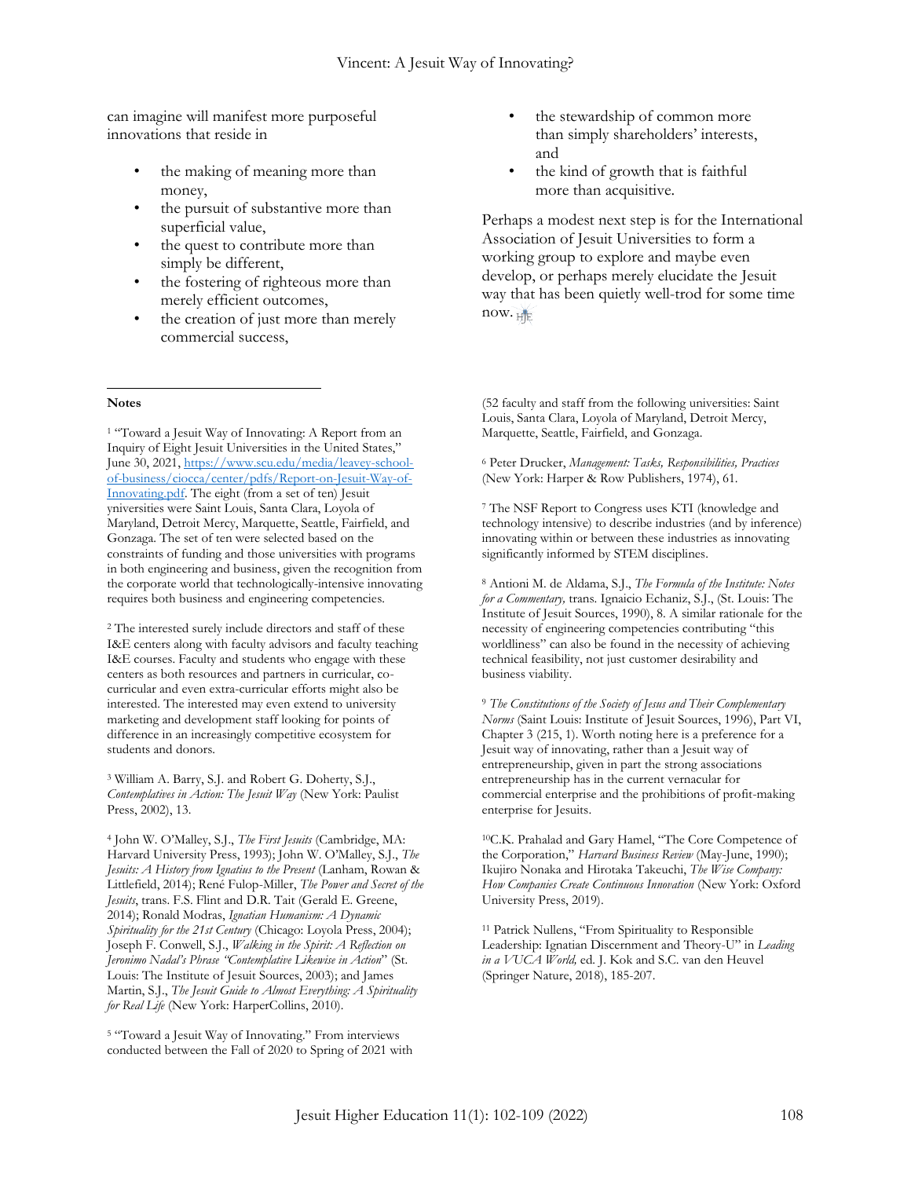can imagine will manifest more purposeful innovations that reside in

- the making of meaning more than money,
- the pursuit of substantive more than superficial value,
- the quest to contribute more than simply be different,
- the fostering of righteous more than merely efficient outcomes,
- the creation of just more than merely commercial success,
- the stewardship of common more than simply shareholders' interests, and
- the kind of growth that is faithful more than acquisitive.

Perhaps a modest next step is for the International Association of Jesuit Universities to form a working group to explore and maybe even develop, or perhaps merely elucidate the Jesuit way that has been quietly well-trod for some time now.

---

**Notes**

[1] "Toward a Jesuit Way of Innovating: A Report from an Inquiry of Eight Jesuit Universities in the United States," June 30, 2021, https://www.scu.edu/media/leavey-school-of-business/ciocca/center/pdfs/Report-on-Jesuit-Way-of-Innovating.pdf. The eight (from a set of ten) Jesuit yniversities were Saint Louis, Santa Clara, Loyola of Maryland, Detroit Mercy, Marquette, Seattle, Fairfield, and Gonzaga. The set of ten were selected based on the constraints of funding and those universities with programs in both engineering and business, given the recognition from the corporate world that technologically-intensive innovating requires both business and engineering competencies.

[2] The interested surely include directors and staff of these I&E centers along with faculty advisors and faculty teaching I&E courses. Faculty and students who engage with these centers as both resources and partners in curricular, co-curricular and even extra-curricular efforts might also be interested. The interested may even extend to university marketing and development staff looking for points of difference in an increasingly competitive ecosystem for students and donors.

[3] William A. Barry, S.J. and Robert G. Doherty, S.J., *Contemplatives in Action: The Jesuit Way* (New York: Paulist Press, 2002), 13.

[4] John W. O'Malley, S.J., *The First Jesuits* (Cambridge, MA: Harvard University Press, 1993); John W. O'Malley, S.J., *The Jesuits: A History from Ignatius to the Present* (Lanham, Rowan & Littlefield, 2014); René Fulop-Miller, *The Power and Secret of the Jesuits*, trans. F.S. Flint and D.R. Tait (Gerald E. Greene, 2014); Ronald Modras, *Ignatian Humanism: A Dynamic Spirituality for the 21st Century* (Chicago: Loyola Press, 2004); Joseph F. Conwell, S.J., *Walking in the Spirit: A Reflection on Jeronimo Nadal's Phrase "Contemplative Likewise in Action*" (St. Louis: The Institute of Jesuit Sources, 2003); and James Martin, S.J., *The Jesuit Guide to Almost Everything: A Spirituality for Real Life* (New York: HarperCollins, 2010).

[5] "Toward a Jesuit Way of Innovating." From interviews conducted between the Fall of 2020 to Spring of 2021 with (52 faculty and staff from the following universities: Saint Louis, Santa Clara, Loyola of Maryland, Detroit Mercy, Marquette, Seattle, Fairfield, and Gonzaga.

[6] Peter Drucker, *Management: Tasks, Responsibilities, Practices* (New York: Harper & Row Publishers, 1974), 61.

[7] The NSF Report to Congress uses KTI (knowledge and technology intensive) to describe industries (and by inference) innovating within or between these industries as innovating significantly informed by STEM disciplines.

[8] Antioni M. de Aldama, S.J., *The Formula of the Institute: Notes for a Commentary,* trans. Ignaicio Echaniz, S.J., (St. Louis: The Institute of Jesuit Sources, 1990), 8. A similar rationale for the necessity of engineering competencies contributing "this worldliness" can also be found in the necessity of achieving technical feasibility, not just customer desirability and business viability.

[9] *The Constitutions of the Society of Jesus and Their Complementary Norms* (Saint Louis: Institute of Jesuit Sources, 1996), Part VI, Chapter 3 (215, 1). Worth noting here is a preference for a Jesuit way of innovating, rather than a Jesuit way of entrepreneurship, given in part the strong associations entrepreneurship has in the current vernacular for commercial enterprise and the prohibitions of profit-making enterprise for Jesuits.

[10] C.K. Prahalad and Gary Hamel, "The Core Competence of the Corporation," *Harvard Business Review* (May-June, 1990); Ikujiro Nonaka and Hirotaka Takeuchi, *The Wise Company: How Companies Create Continuous Innovation* (New York: Oxford University Press, 2019).

[11] Patrick Nullens, "From Spirituality to Responsible Leadership: Ignatian Discernment and Theory-U" in *Leading in a VUCA World,* ed. J. Kok and S.C. van den Heuvel (Springer Nature, 2018), 185-207.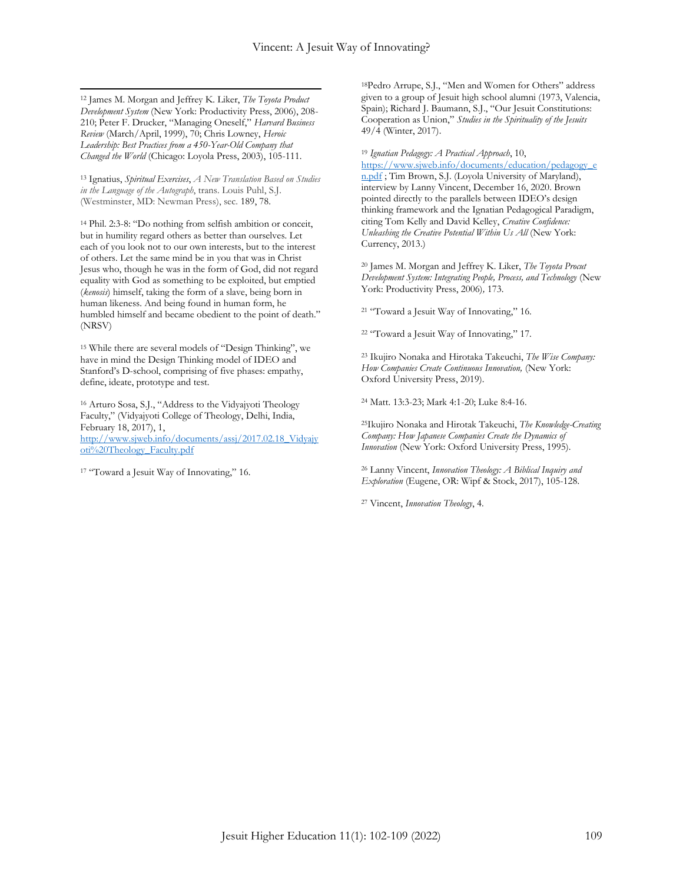[12] James M. Morgan and Jeffrey K. Liker, *The Toyota Product Development System* (New York: Productivity Press, 2006), 208-210; Peter F. Drucker, "Managing Oneself," *Harvard Business Review* (March/April, 1999), 70; Chris Lowney, *Heroic Leadership: Best Practices from a 450-Year-Old Company that Changed the World* (Chicago: Loyola Press, 2003), 105-111.

[13] Ignatius, *Spiritual Exercises*, *A New Translation Based on Studies in the Language of the Autograph*, trans. Louis Puhl, S.J. (Westminster, MD: Newman Press), sec. 189, 78.

[14] Phil. 2:3-8: "Do nothing from selfish ambition or conceit, but in humility regard others as better than ourselves. Let each of you look not to our own interests, but to the interest of others. Let the same mind be in you that was in Christ Jesus who, though he was in the form of God, did not regard equality with God as something to be exploited, but emptied (*kenosis*) himself, taking the form of a slave, being born in human likeness. And being found in human form, he humbled himself and became obedient to the point of death." (NRSV)

[15] While there are several models of "Design Thinking", we have in mind the Design Thinking model of IDEO and Stanford's D-school, comprising of five phases: empathy, define, ideate, prototype and test.

[16] Arturo Sosa, S.J., "Address to the Vidyajyoti Theology Faculty," (Vidyajyoti College of Theology, Delhi, India, February 18, 2017), 1, http://www.sjweb.info/documents/assj/2017.02.18_Vidyajyoti%20Theology_Faculty.pdf

[17] "Toward a Jesuit Way of Innovating," 16.

[18] Pedro Arrupe, S.J., "Men and Women for Others" address given to a group of Jesuit high school alumni (1973, Valencia, Spain); Richard J. Baumann, S.J., "Our Jesuit Constitutions: Cooperation as Union," *Studies in the Spirituality of the Jesuits* 49/4 (Winter, 2017).

[19] *Ignatian Pedagogy: A Practical Approach*, 10, https://www.sjweb.info/documents/education/pedagogy_en.pdf ; Tim Brown, S.J. (Loyola University of Maryland), interview by Lanny Vincent, December 16, 2020. Brown pointed directly to the parallels between IDEO's design thinking framework and the Ignatian Pedagogical Paradigm, citing Tom Kelly and David Kelley, *Creative Confidence: Unleashing the Creative Potential Within Us All* (New York: Currency, 2013.)

[20] James M. Morgan and Jeffrey K. Liker, *The Toyota Procut Development System: Integrating People, Process, and Technology* (New York: Productivity Press, 2006), 173.

[21] "Toward a Jesuit Way of Innovating," 16.

[22] "Toward a Jesuit Way of Innovating," 17.

[23] Ikujiro Nonaka and Hirotaka Takeuchi, *The Wise Company: How Companies Create Continuous Innovation,* (New York: Oxford University Press, 2019).

[24] Matt. 13:3-23; Mark 4:1-20; Luke 8:4-16.

[25] Ikujiro Nonaka and Hirotak Takeuchi, *The Knowledge-Creating Company: How Japanese Companies Create the Dynamics of Innovation* (New York: Oxford University Press, 1995).

[26] Lanny Vincent, *Innovation Theology: A Biblical Inquiry and Exploration* (Eugene, OR: Wipf & Stock, 2017), 105-128.

[27] Vincent, *Innovation Theology*, 4.